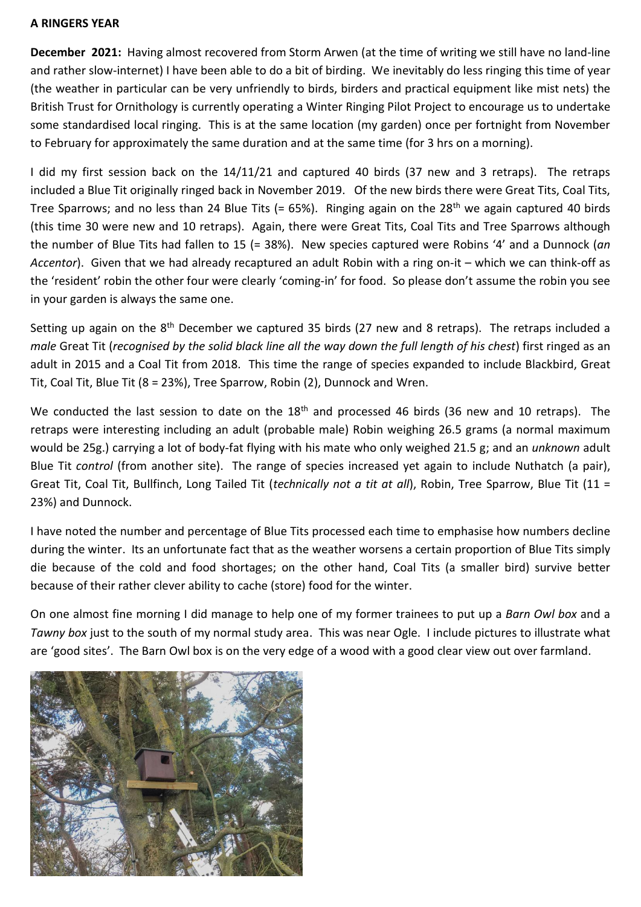**A RINGERS YEAR**

**December 2021:** Having almost recovered from Storm Arwen (at the time of writing we still have no land-line and rather slow-internet) I have been able to do a bit of birding. We inevitably do less ringing this time of year (the weather in particular can be very unfriendly to birds, birders and practical equipment like mist nets) the British Trust for Ornithology is currently operating a Winter Ringing Pilot Project to encourage us to undertake some standardised local ringing. This is at the same location (my garden) once per fortnight from November to February for approximately the same duration and at the same time (for 3 hrs on a morning).

I did my first session back on the 14/11/21 and captured 40 birds (37 new and 3 retraps). The retraps included a Blue Tit originally ringed back in November 2019. Of the new birds there were Great Tits, Coal Tits, Tree Sparrows; and no less than 24 Blue Tits (= 65%). Ringing again on the 28th we again captured 40 birds (this time 30 were new and 10 retraps). Again, there were Great Tits, Coal Tits and Tree Sparrows although the number of Blue Tits had fallen to 15 (= 38%). New species captured were Robins '4' and a Dunnock (*an Accentor*). Given that we had already recaptured an adult Robin with a ring on-it – which we can think-off as the 'resident' robin the other four were clearly 'coming-in' for food. So please don't assume the robin you see in your garden is always the same one.

Setting up again on the 8th December we captured 35 birds (27 new and 8 retraps). The retraps included a *male* Great Tit (*recognised by the solid black line all the way down the full length of his chest*) first ringed as an adult in 2015 and a Coal Tit from 2018. This time the range of species expanded to include Blackbird, Great Tit, Coal Tit, Blue Tit (8 = 23%), Tree Sparrow, Robin (2), Dunnock and Wren.

We conducted the last session to date on the 18th and processed 46 birds (36 new and 10 retraps). The retraps were interesting including an adult (probable male) Robin weighing 26.5 grams (a normal maximum would be 25g.) carrying a lot of body-fat flying with his mate who only weighed 21.5 g; and an *unknown* adult Blue Tit *control* (from another site). The range of species increased yet again to include Nuthatch (a pair), Great Tit, Coal Tit, Bullfinch, Long Tailed Tit (*technically not a tit at all*), Robin, Tree Sparrow, Blue Tit (11 = 23%) and Dunnock.

I have noted the number and percentage of Blue Tits processed each time to emphasise how numbers decline during the winter. Its an unfortunate fact that as the weather worsens a certain proportion of Blue Tits simply die because of the cold and food shortages; on the other hand, Coal Tits (a smaller bird) survive better because of their rather clever ability to cache (store) food for the winter.

On one almost fine morning I did manage to help one of my former trainees to put up a *Barn Owl box* and a *Tawny box* just to the south of my normal study area. This was near Ogle. I include pictures to illustrate what are 'good sites'. The Barn Owl box is on the very edge of a wood with a good clear view out over farmland.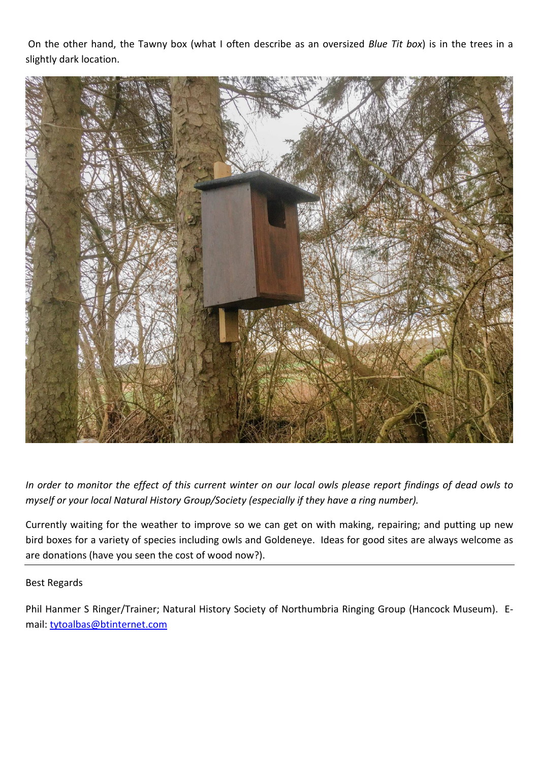On the other hand, the Tawny box (what I often describe as an oversized *Blue Tit box*) is in the trees in a slightly dark location.

*In order to monitor the effect of this current winter on our local owls please report findings of dead owls to myself or your local Natural History Group/Society (especially if they have a ring number).*

Currently waiting for the weather to improve so we can get on with making, repairing; and putting up new bird boxes for a variety of species including owls and Goldeneye. Ideas for good sites are always welcome as are donations (have you seen the cost of wood now?).

---

Best Regards

Phil Hanmer S Ringer/Trainer; Natural History Society of Northumbria Ringing Group (Hancock Museum). E-mail: tytoalbas@btinternet.com